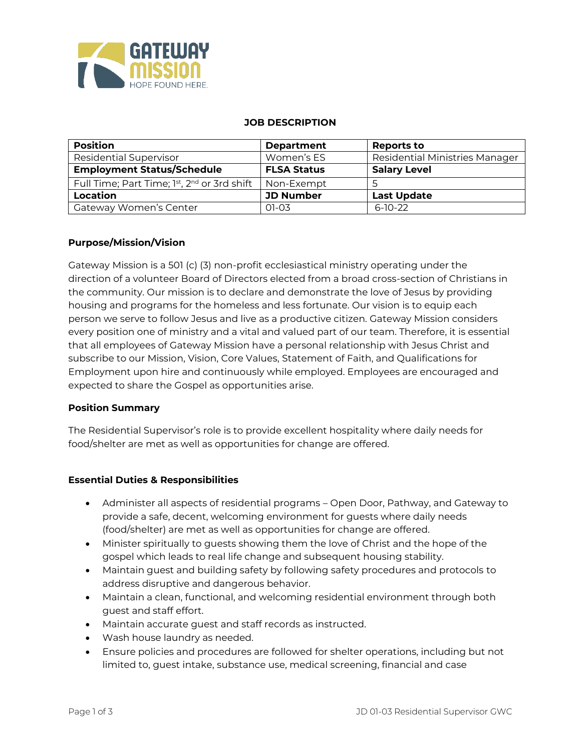## JOB DESCRIPTION

| Position | Department | Reports to |
|---|---|---|
| Residential Supervisor | Women's ES | Residential Ministries Manager |
| **Employment Status/Schedule** | **FLSA Status** | **Salary Level** |
| Full Time; Part Time; 1st, 2nd or 3rd shift | Non-Exempt | 5 |
| **Location** | **JD Number** | **Last Update** |
| Gateway Women's Center | 01-03 | 6-10-22 |

### Purpose/Mission/Vision

Gateway Mission is a 501 (c) (3) non-profit ecclesiastical ministry operating under the direction of a volunteer Board of Directors elected from a broad cross-section of Christians in the community. Our mission is to declare and demonstrate the love of Jesus by providing housing and programs for the homeless and less fortunate. Our vision is to equip each person we serve to follow Jesus and live as a productive citizen. Gateway Mission considers every position one of ministry and a vital and valued part of our team. Therefore, it is essential that all employees of Gateway Mission have a personal relationship with Jesus Christ and subscribe to our Mission, Vision, Core Values, Statement of Faith, and Qualifications for Employment upon hire and continuously while employed. Employees are encouraged and expected to share the Gospel as opportunities arise.

### Position Summary

The Residential Supervisor's role is to provide excellent hospitality where daily needs for food/shelter are met as well as opportunities for change are offered.

### Essential Duties & Responsibilities

- Administer all aspects of residential programs – Open Door, Pathway, and Gateway to provide a safe, decent, welcoming environment for guests where daily needs (food/shelter) are met as well as opportunities for change are offered.
- Minister spiritually to guests showing them the love of Christ and the hope of the gospel which leads to real life change and subsequent housing stability.
- Maintain guest and building safety by following safety procedures and protocols to address disruptive and dangerous behavior.
- Maintain a clean, functional, and welcoming residential environment through both guest and staff effort.
- Maintain accurate guest and staff records as instructed.
- Wash house laundry as needed.
- Ensure policies and procedures are followed for shelter operations, including but not limited to, guest intake, substance use, medical screening, financial and case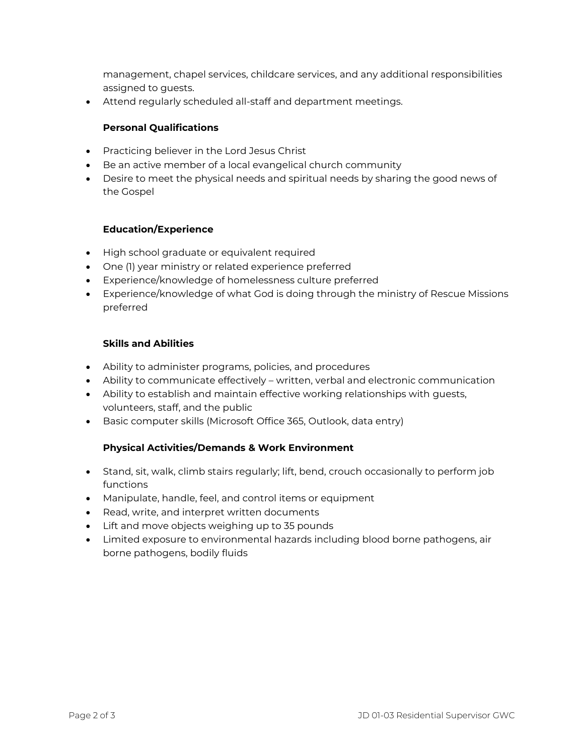management, chapel services, childcare services, and any additional responsibilities assigned to guests.
- Attend regularly scheduled all-staff and department meetings.

**Personal Qualifications**

- Practicing believer in the Lord Jesus Christ
- Be an active member of a local evangelical church community
- Desire to meet the physical needs and spiritual needs by sharing the good news of the Gospel

**Education/Experience**

- High school graduate or equivalent required
- One (1) year ministry or related experience preferred
- Experience/knowledge of homelessness culture preferred
- Experience/knowledge of what God is doing through the ministry of Rescue Missions preferred

**Skills and Abilities**

- Ability to administer programs, policies, and procedures
- Ability to communicate effectively – written, verbal and electronic communication
- Ability to establish and maintain effective working relationships with guests, volunteers, staff, and the public
- Basic computer skills (Microsoft Office 365, Outlook, data entry)

**Physical Activities/Demands & Work Environment**

- Stand, sit, walk, climb stairs regularly; lift, bend, crouch occasionally to perform job functions
- Manipulate, handle, feel, and control items or equipment
- Read, write, and interpret written documents
- Lift and move objects weighing up to 35 pounds
- Limited exposure to environmental hazards including blood borne pathogens, air borne pathogens, bodily fluids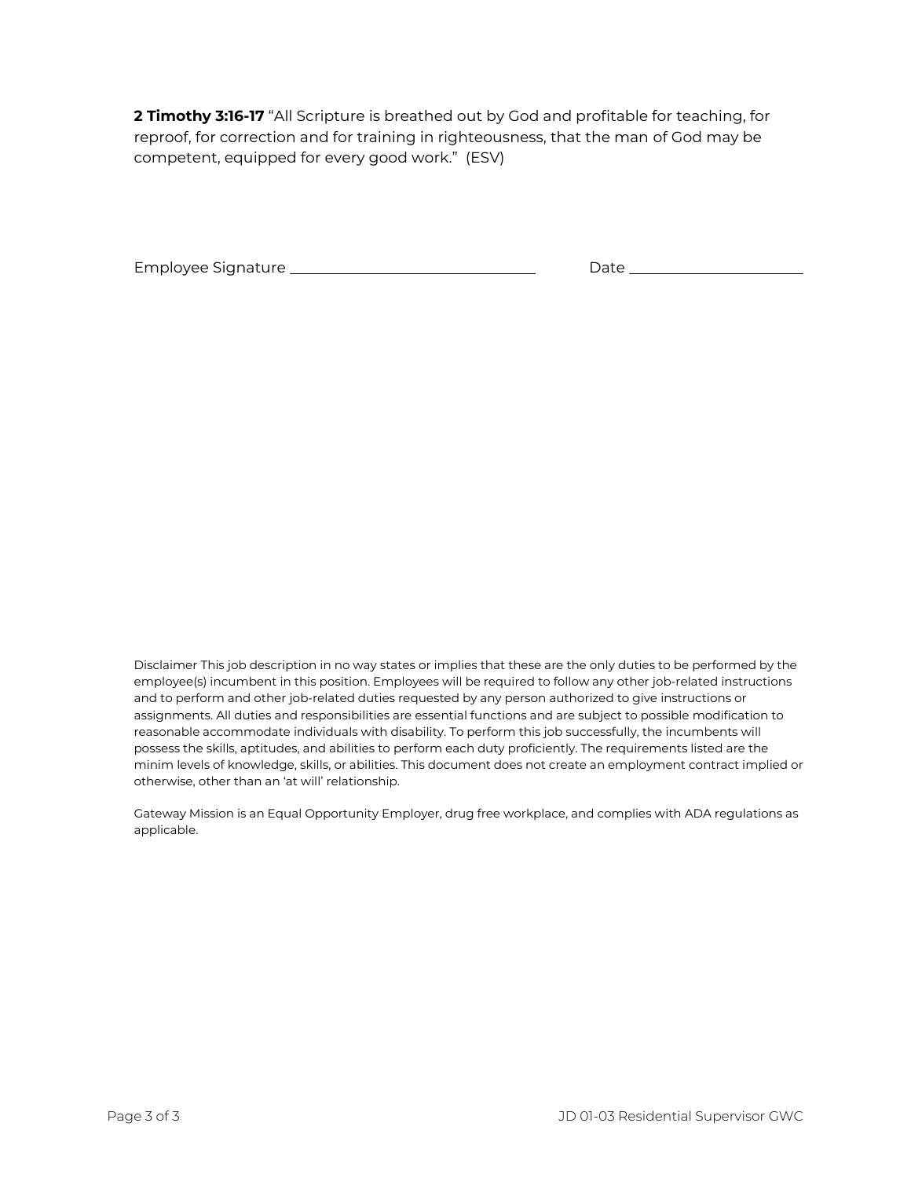**2 Timothy 3:16-17** "All Scripture is breathed out by God and profitable for teaching, for reproof, for correction and for training in righteousness, that the man of God may be competent, equipped for every good work." (ESV)

Employee Signature ______________________________ Date ____________________

Disclaimer This job description in no way states or implies that these are the only duties to be performed by the employee(s) incumbent in this position. Employees will be required to follow any other job-related instructions and to perform and other job-related duties requested by any person authorized to give instructions or assignments. All duties and responsibilities are essential functions and are subject to possible modification to reasonable accommodate individuals with disability. To perform this job successfully, the incumbents will possess the skills, aptitudes, and abilities to perform each duty proficiently. The requirements listed are the minim levels of knowledge, skills, or abilities. This document does not create an employment contract implied or otherwise, other than an 'at will' relationship.

Gateway Mission is an Equal Opportunity Employer, drug free workplace, and complies with ADA regulations as applicable.